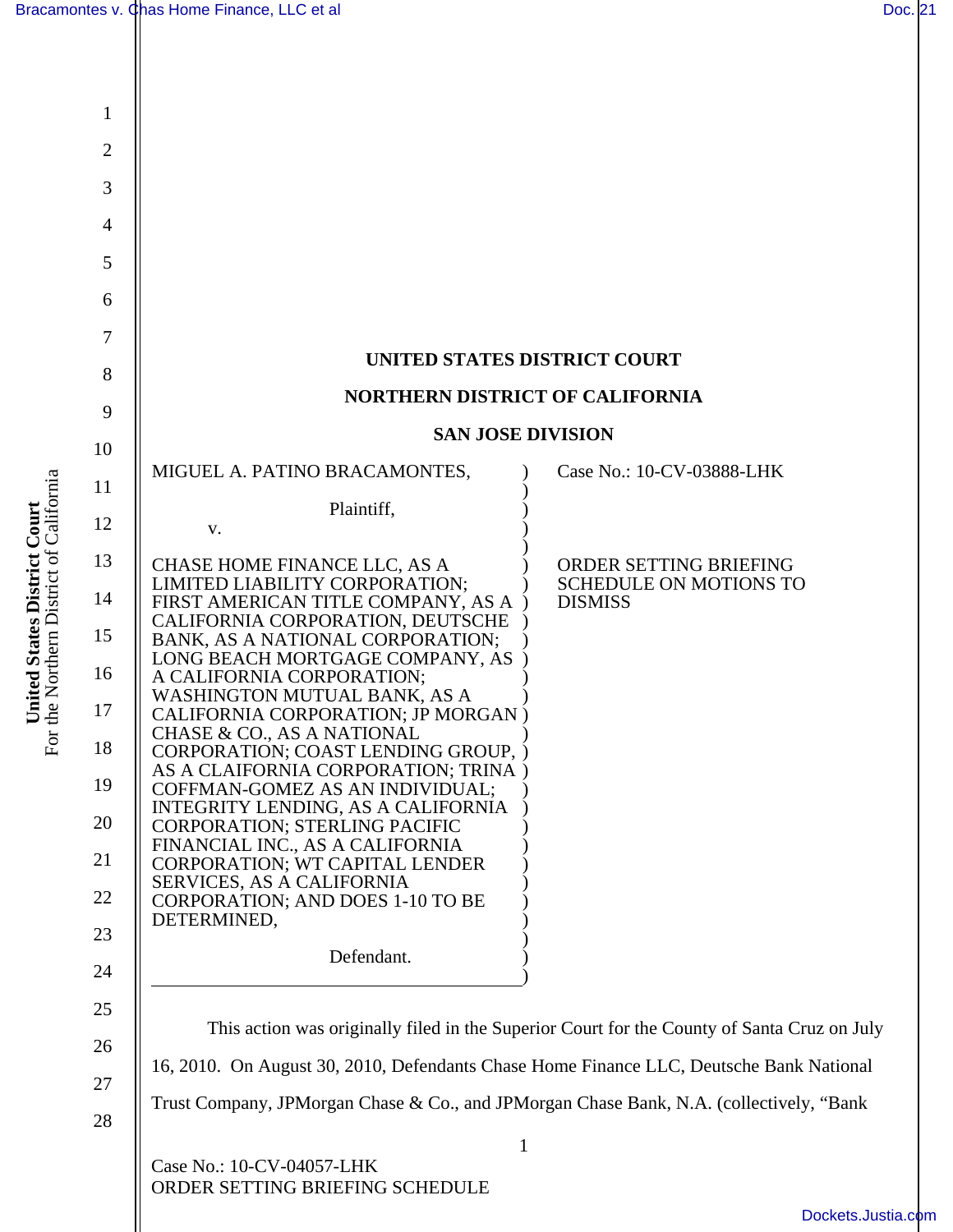UNITED STATES DISTRICT COURT

NORTHERN DISTRICT OF CALIFORNIA

SAN JOSE DIVISION

MIGUEL A. PATINO BRACAMONTES,

Plaintiff,

v.

CHASE HOME FINANCE LLC, AS A LIMITED LIABILITY CORPORATION; FIRST AMERICAN TITLE COMPANY, AS A CALIFORNIA CORPORATION, DEUTSCHE BANK, AS A NATIONAL CORPORATION; LONG BEACH MORTGAGE COMPANY, AS A CALIFORNIA CORPORATION; WASHINGTON MUTUAL BANK, AS A CALIFORNIA CORPORATION; JP MORGAN CHASE & CO., AS A NATIONAL CORPORATION; COAST LENDING GROUP, AS A CLAIFORNIA CORPORATION; TRINA COFFMAN-GOMEZ AS AN INDIVIDUAL; INTEGRITY LENDING, AS A CALIFORNIA CORPORATION; STERLING PACIFIC FINANCIAL INC., AS A CALIFORNIA CORPORATION; WT CAPITAL LENDER SERVICES, AS A CALIFORNIA CORPORATION; AND DOES 1-10 TO BE DETERMINED,

Defendant.

Case No.: 10-CV-03888-LHK

ORDER SETTING BRIEFING SCHEDULE ON MOTIONS TO DISMISS

This action was originally filed in the Superior Court for the County of Santa Cruz on July 16, 2010. On August 30, 2010, Defendants Chase Home Finance LLC, Deutsche Bank National Trust Company, JPMorgan Chase & Co., and JPMorgan Chase Bank, N.A. (collectively, "Bank

Case No.: 10-CV-04057-LHK
ORDER SETTING BRIEFING SCHEDULE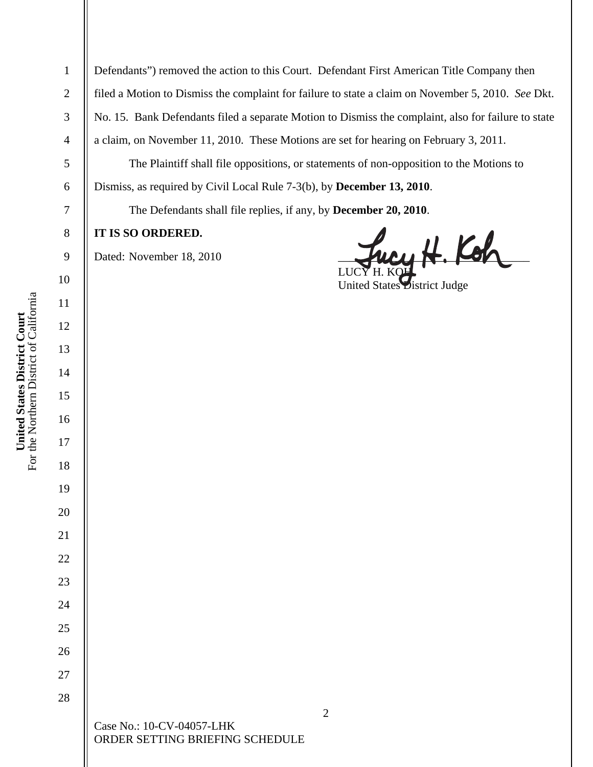Defendants") removed the action to this Court. Defendant First American Title Company then filed a Motion to Dismiss the complaint for failure to state a claim on November 5, 2010. *See* Dkt. No. 15. Bank Defendants filed a separate Motion to Dismiss the complaint, also for failure to state a claim, on November 11, 2010. These Motions are set for hearing on February 3, 2011.

The Plaintiff shall file oppositions, or statements of non-opposition to the Motions to Dismiss, as required by Civil Local Rule 7-3(b), by **December 13, 2010**.

The Defendants shall file replies, if any, by **December 20, 2010**.

**IT IS SO ORDERED.**

Dated: November 18, 2010

LUCY H. KOH
United States District Judge

Case No.: 10-CV-04057-LHK
ORDER SETTING BRIEFING SCHEDULE